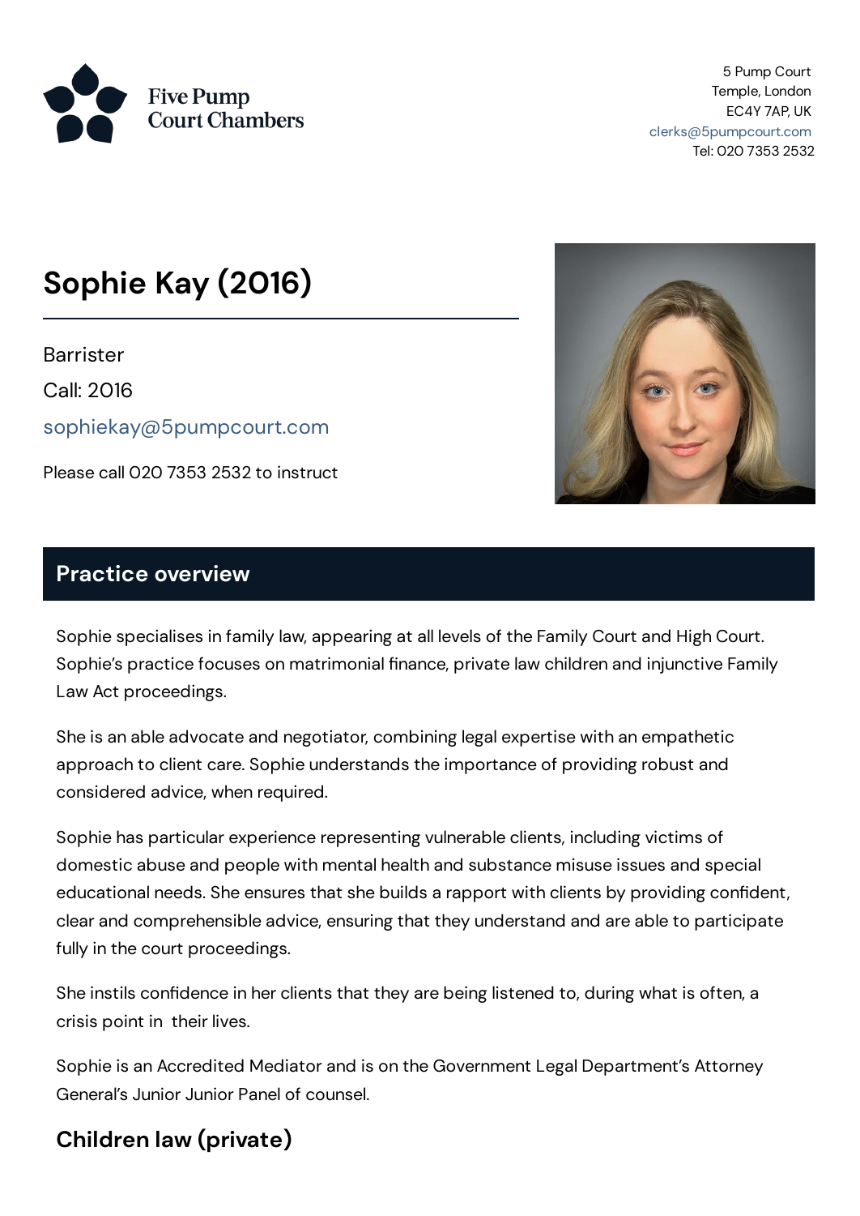Five Pump Court Chambers

5 Pump Court
Temple, London
EC4Y 7AP, UK
clerks@5pumpcourt.com
Tel: 020 7353 2532

# Sophie Kay (2016)

Barrister

Call: 2016

sophiekay@5pumpcourt.com

Please call 020 7353 2532 to instruct

## Practice overview

Sophie specialises in family law, appearing at all levels of the Family Court and High Court. Sophie's practice focuses on matrimonial finance, private law children and injunctive Family Law Act proceedings.

She is an able advocate and negotiator, combining legal expertise with an empathetic approach to client care. Sophie understands the importance of providing robust and considered advice, when required.

Sophie has particular experience representing vulnerable clients, including victims of domestic abuse and people with mental health and substance misuse issues and special educational needs. She ensures that she builds a rapport with clients by providing confident, clear and comprehensible advice, ensuring that they understand and are able to participate fully in the court proceedings.

She instils confidence in her clients that they are being listened to, during what is often, a crisis point in their lives.

Sophie is an Accredited Mediator and is on the Government Legal Department's Attorney General's Junior Junior Panel of counsel.

### Children law (private)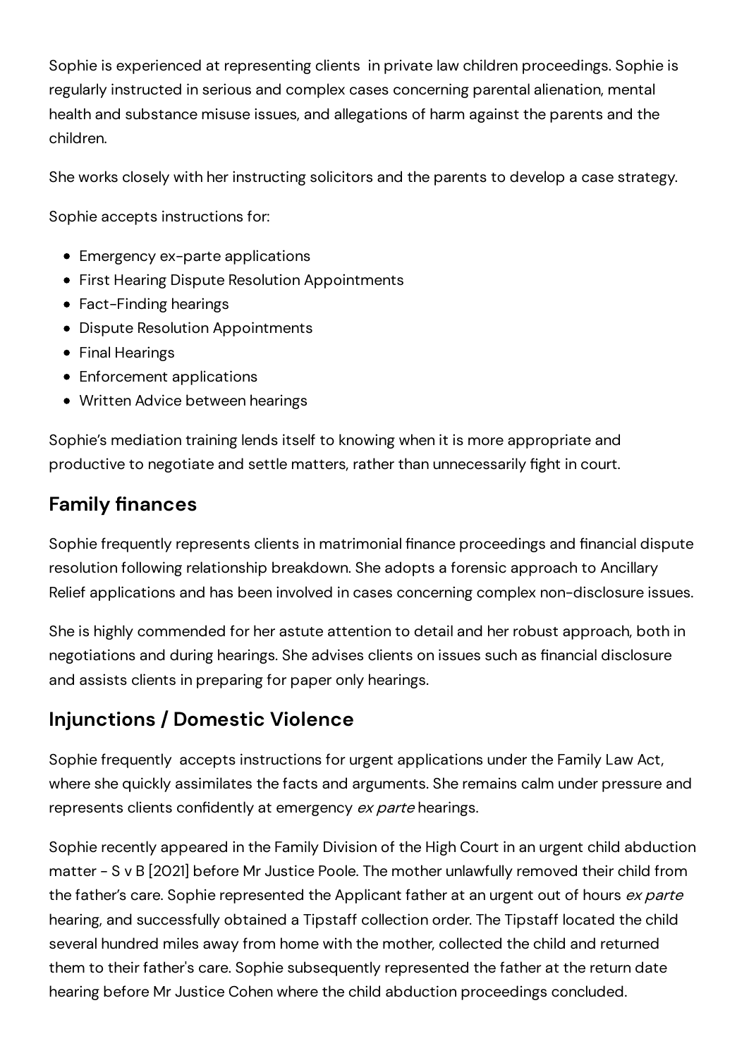Sophie is experienced at representing clients in private law children proceedings. Sophie is regularly instructed in serious and complex cases concerning parental alienation, mental health and substance misuse issues, and allegations of harm against the parents and the children.

She works closely with her instructing solicitors and the parents to develop a case strategy.

Sophie accepts instructions for:

- Emergency ex-parte applications
- First Hearing Dispute Resolution Appointments
- Fact-Finding hearings
- Dispute Resolution Appointments
- Final Hearings
- Enforcement applications
- Written Advice between hearings

Sophie's mediation training lends itself to knowing when it is more appropriate and productive to negotiate and settle matters, rather than unnecessarily fight in court.

## Family finances

Sophie frequently represents clients in matrimonial finance proceedings and financial dispute resolution following relationship breakdown. She adopts a forensic approach to Ancillary Relief applications and has been involved in cases concerning complex non-disclosure issues.

She is highly commended for her astute attention to detail and her robust approach, both in negotiations and during hearings. She advises clients on issues such as financial disclosure and assists clients in preparing for paper only hearings.

## Injunctions / Domestic Violence

Sophie frequently accepts instructions for urgent applications under the Family Law Act, where she quickly assimilates the facts and arguments. She remains calm under pressure and represents clients confidently at emergency *ex parte* hearings.

Sophie recently appeared in the Family Division of the High Court in an urgent child abduction matter - S v B [2021] before Mr Justice Poole. The mother unlawfully removed their child from the father's care. Sophie represented the Applicant father at an urgent out of hours *ex parte* hearing, and successfully obtained a Tipstaff collection order. The Tipstaff located the child several hundred miles away from home with the mother, collected the child and returned them to their father's care. Sophie subsequently represented the father at the return date hearing before Mr Justice Cohen where the child abduction proceedings concluded.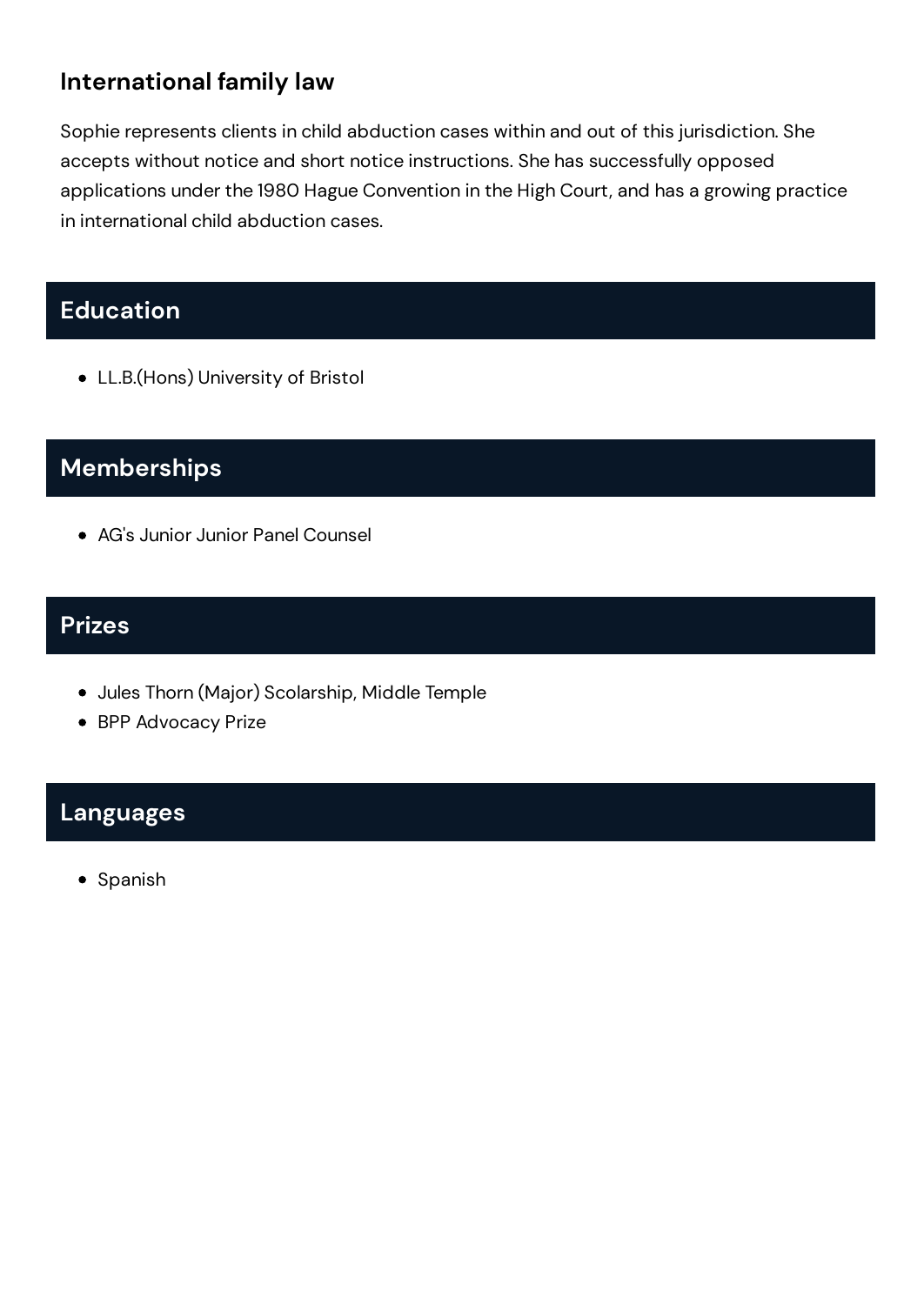## International family law

Sophie represents clients in child abduction cases within and out of this jurisdiction. She accepts without notice and short notice instructions. She has successfully opposed applications under the 1980 Hague Convention in the High Court, and has a growing practice in international child abduction cases.

## Education

- LL.B.(Hons) University of Bristol

## Memberships

- AG's Junior Junior Panel Counsel

## Prizes

- Jules Thorn (Major) Scolarship, Middle Temple
- BPP Advocacy Prize

## Languages

- Spanish